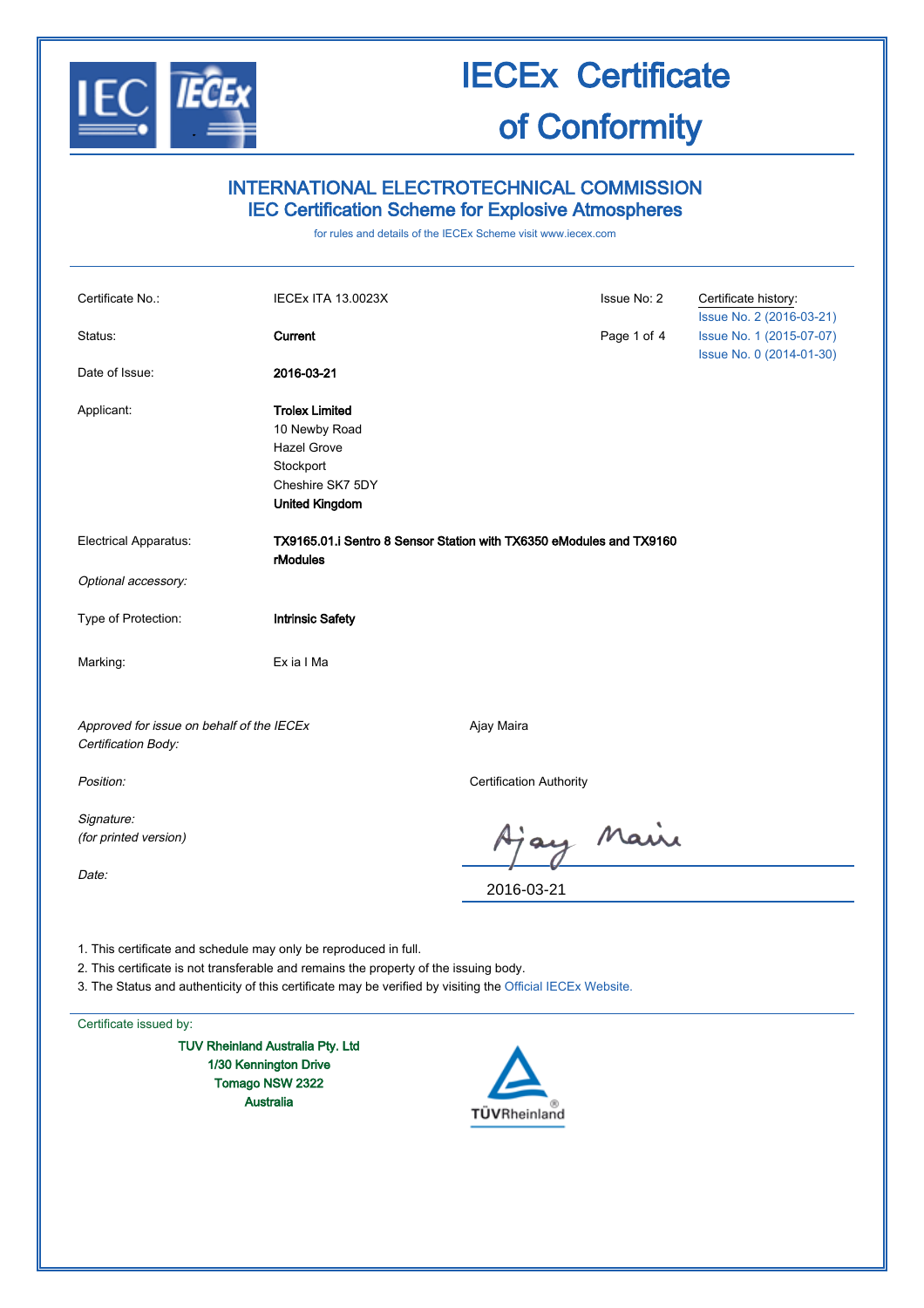# IECEx Certificate of Conformity

## INTERNATIONAL ELECTROTECHNICAL COMMISSION
## IEC Certification Scheme for Explosive Atmospheres

for rules and details of the IECEx Scheme visit www.iecex.com

| | | | |
|---|---|---|---|
| Certificate No.: | IECEx ITA 13.0023X | Issue No: 2 | Certificate history: Issue No. 2 (2016-03-21) Issue No. 1 (2015-07-07) Issue No. 0 (2014-01-30) |
| Status: | **Current** | | |
| Date of Issue: | **2016-03-21** | | |
| Applicant: | **Trolex Limited** 10 Newby Road Hazel Grove Stockport Cheshire SK7 5DY **United Kingdom** | | |
| Electrical Apparatus: | **TX9165.01.i Sentro 8 Sensor Station with TX6350 eModules and TX9160 rModules** | | |
| *Optional accessory:* | | | |
| Type of Protection: | **Intrinsic Safety** | | |
| Marking: | Ex ia I Ma | | |

*Approved for issue on behalf of the IECEx Certification Body:* Ajay Maira

*Position:* Certification Authority

*Signature: (for printed version)* Ajay Maira

*Date:* 2016-03-21

1. This certificate and schedule may only be reproduced in full.
2. This certificate is not transferable and remains the property of the issuing body.
3. The Status and authenticity of this certificate may be verified by visiting the Official IECEx Website.

Certificate issued by:

**TUV Rheinland Australia Pty. Ltd**
**1/30 Kennington Drive**
**Tomago NSW 2322**
**Australia**

TÜVRheinland®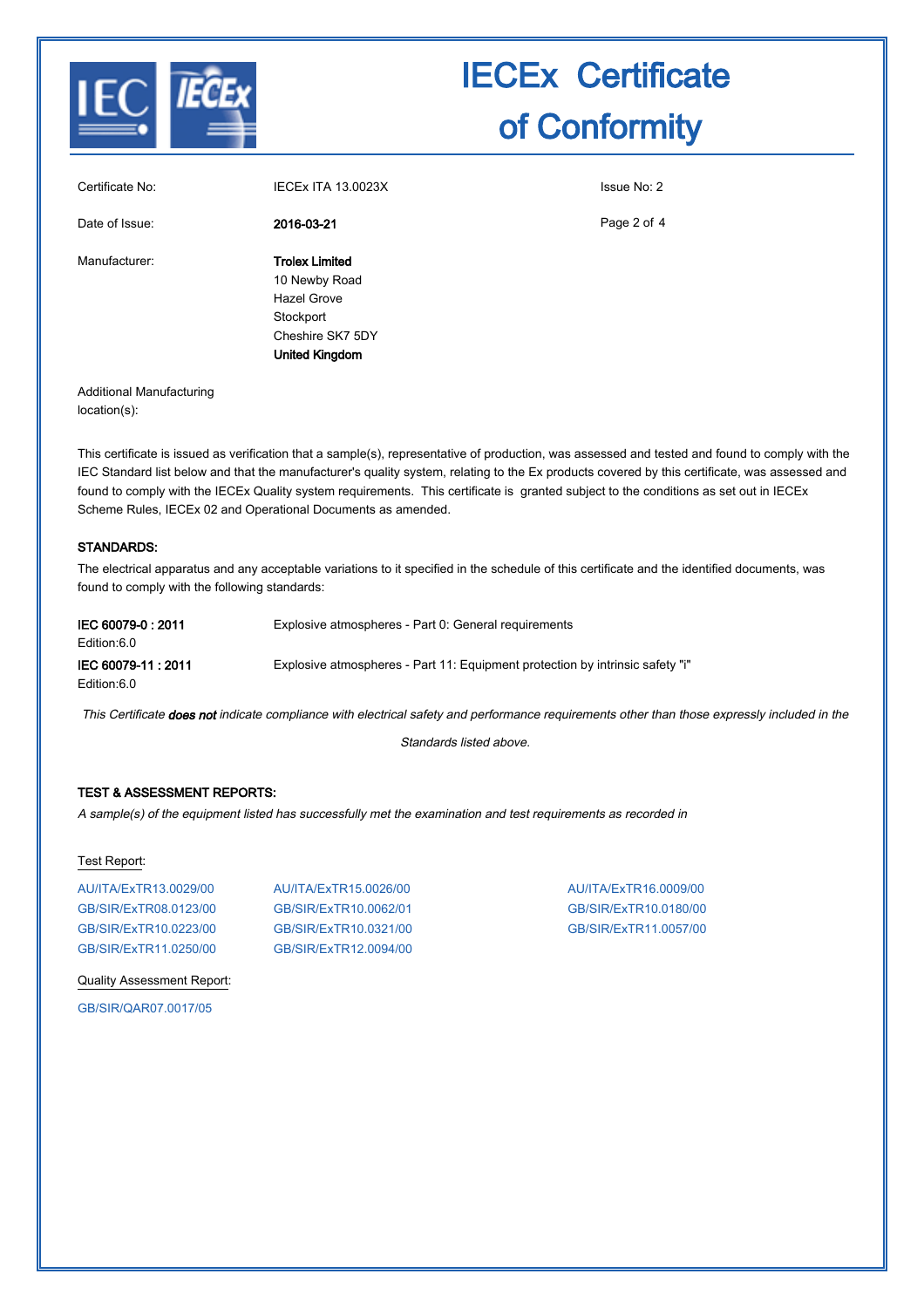# IECEx Certificate of Conformity

| | | |
|---|---|---|
| Certificate No: | IECEx ITA 13.0023X | Issue No: 2 |
| Date of Issue: | **2016-03-21** | |

Manufacturer: **Trolex Limited**
10 Newby Road
Hazel Grove
Stockport
Cheshire SK7 5DY
**United Kingdom**

Additional Manufacturing location(s):

This certificate is issued as verification that a sample(s), representative of production, was assessed and tested and found to comply with the IEC Standard list below and that the manufacturer's quality system, relating to the Ex products covered by this certificate, was assessed and found to comply with the IECEx Quality system requirements. This certificate is granted subject to the conditions as set out in IECEx Scheme Rules, IECEx 02 and Operational Documents as amended.

## STANDARDS:

The electrical apparatus and any acceptable variations to it specified in the schedule of this certificate and the identified documents, was found to comply with the following standards:

| | |
|---|---|
| **IEC 60079-0 : 2011** Edition:6.0 | Explosive atmospheres - Part 0: General requirements |
| **IEC 60079-11 : 2011** Edition:6.0 | Explosive atmospheres - Part 11: Equipment protection by intrinsic safety "i" |

*This Certificate **does not** indicate compliance with electrical safety and performance requirements other than those expressly included in the Standards listed above.*

## TEST & ASSESSMENT REPORTS:

*A sample(s) of the equipment listed has successfully met the examination and test requirements as recorded in*

Test Report:

AU/ITA/ExTR13.0029/00
GB/SIR/ExTR08.0123/00
GB/SIR/ExTR10.0223/00
GB/SIR/ExTR11.0250/00
AU/ITA/ExTR15.0026/00
GB/SIR/ExTR10.0062/01
GB/SIR/ExTR10.0321/00
GB/SIR/ExTR12.0094/00
AU/ITA/ExTR16.0009/00
GB/SIR/ExTR10.0180/00
GB/SIR/ExTR11.0057/00

Quality Assessment Report:

GB/SIR/QAR07.0017/05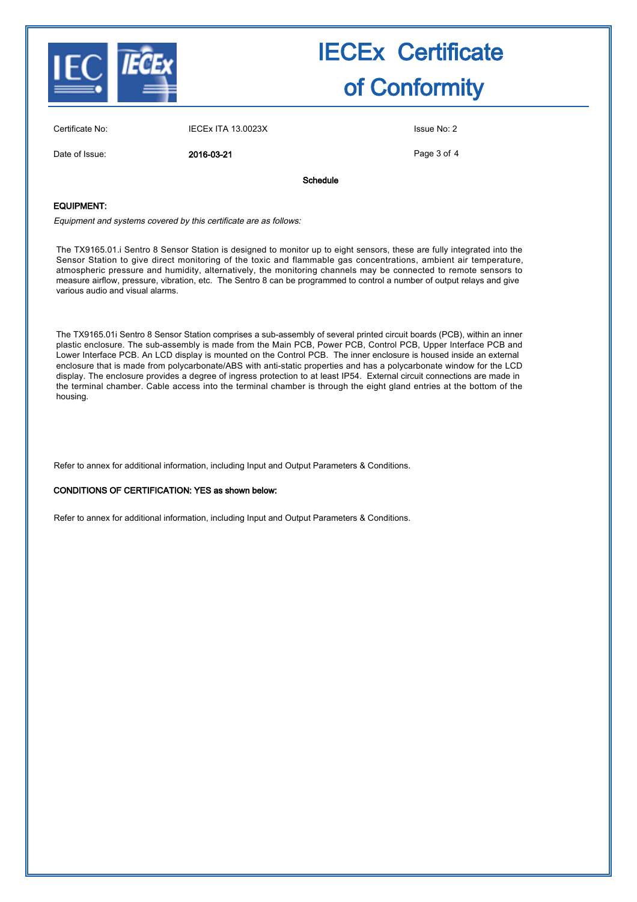# IECEx Certificate of Conformity

| | | |
|---|---|---|
| Certificate No: | IECEx ITA 13.0023X | Issue No: 2 |
| Date of Issue: | **2016-03-21** | |

**Schedule**

**EQUIPMENT:**

*Equipment and systems covered by this certificate are as follows:*

The TX9165.01.i Sentro 8 Sensor Station is designed to monitor up to eight sensors, these are fully integrated into the Sensor Station to give direct monitoring of the toxic and flammable gas concentrations, ambient air temperature, atmospheric pressure and humidity, alternatively, the monitoring channels may be connected to remote sensors to measure airflow, pressure, vibration, etc. The Sentro 8 can be programmed to control a number of output relays and give various audio and visual alarms.

The TX9165.01i Sentro 8 Sensor Station comprises a sub-assembly of several printed circuit boards (PCB), within an inner plastic enclosure. The sub-assembly is made from the Main PCB, Power PCB, Control PCB, Upper Interface PCB and Lower Interface PCB. An LCD display is mounted on the Control PCB. The inner enclosure is housed inside an external enclosure that is made from polycarbonate/ABS with anti-static properties and has a polycarbonate window for the LCD display. The enclosure provides a degree of ingress protection to at least IP54. External circuit connections are made in the terminal chamber. Cable access into the terminal chamber is through the eight gland entries at the bottom of the housing.

Refer to annex for additional information, including Input and Output Parameters & Conditions.

**CONDITIONS OF CERTIFICATION: YES as shown below:**

Refer to annex for additional information, including Input and Output Parameters & Conditions.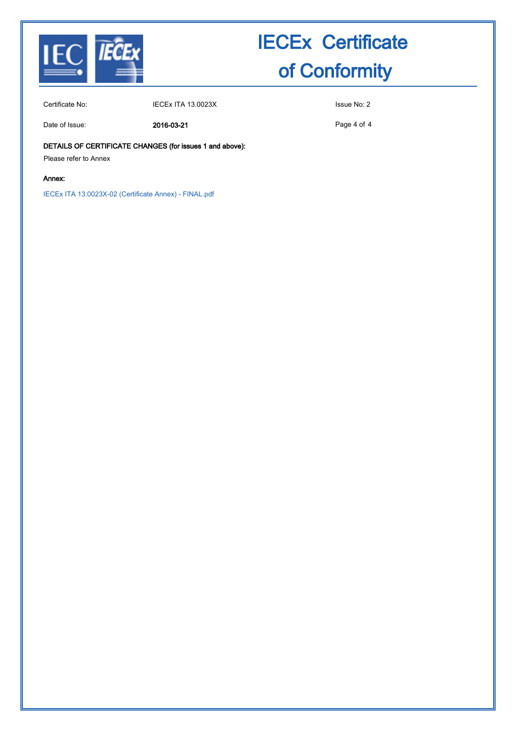# IECEx Certificate of Conformity

| | | |
|---|---|---|
| Certificate No: | IECEx ITA 13.0023X | Issue No: 2 |
| Date of Issue: | **2016-03-21** | |

**DETAILS OF CERTIFICATE CHANGES (for issues 1 and above):**

Please refer to Annex

**Annex:**

IECEx ITA 13.0023X-02 (Certificate Annex) - FINAL.pdf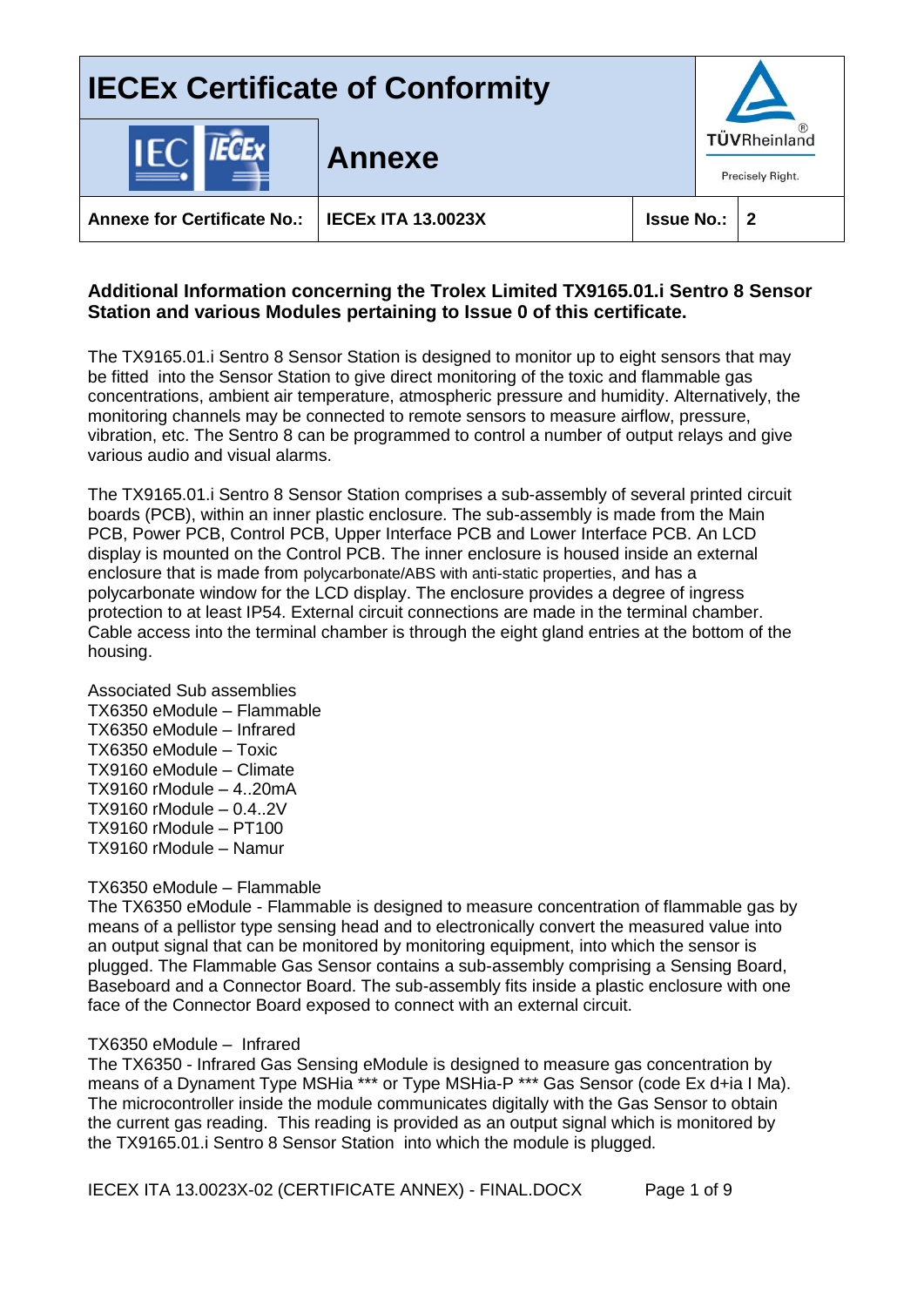# IECEx Certificate of Conformity

## Annexe

| Annexe for Certificate No.: | IECEx ITA 13.0023X | Issue No.: | 2 |
|---|---|---|---|

**Additional Information concerning the Trolex Limited TX9165.01.i Sentro 8 Sensor Station and various Modules pertaining to Issue 0 of this certificate.**

The TX9165.01.i Sentro 8 Sensor Station is designed to monitor up to eight sensors that may be fitted into the Sensor Station to give direct monitoring of the toxic and flammable gas concentrations, ambient air temperature, atmospheric pressure and humidity. Alternatively, the monitoring channels may be connected to remote sensors to measure airflow, pressure, vibration, etc. The Sentro 8 can be programmed to control a number of output relays and give various audio and visual alarms.

The TX9165.01.i Sentro 8 Sensor Station comprises a sub-assembly of several printed circuit boards (PCB), within an inner plastic enclosure. The sub-assembly is made from the Main PCB, Power PCB, Control PCB, Upper Interface PCB and Lower Interface PCB. An LCD display is mounted on the Control PCB. The inner enclosure is housed inside an external enclosure that is made from polycarbonate/ABS with anti-static properties, and has a polycarbonate window for the LCD display. The enclosure provides a degree of ingress protection to at least IP54. External circuit connections are made in the terminal chamber. Cable access into the terminal chamber is through the eight gland entries at the bottom of the housing.

Associated Sub assemblies
TX6350 eModule – Flammable
TX6350 eModule – Infrared
TX6350 eModule – Toxic
TX9160 eModule – Climate
TX9160 rModule – 4..20mA
TX9160 rModule – 0.4..2V
TX9160 rModule – PT100
TX9160 rModule – Namur

TX6350 eModule – Flammable
The TX6350 eModule - Flammable is designed to measure concentration of flammable gas by means of a pellistor type sensing head and to electronically convert the measured value into an output signal that can be monitored by monitoring equipment, into which the sensor is plugged. The Flammable Gas Sensor contains a sub-assembly comprising a Sensing Board, Baseboard and a Connector Board. The sub-assembly fits inside a plastic enclosure with one face of the Connector Board exposed to connect with an external circuit.

TX6350 eModule – Infrared
The TX6350 - Infrared Gas Sensing eModule is designed to measure gas concentration by means of a Dynament Type MSHia *** or Type MSHia-P *** Gas Sensor (code Ex d+ia I Ma). The microcontroller inside the module communicates digitally with the Gas Sensor to obtain the current gas reading. This reading is provided as an output signal which is monitored by the TX9165.01.i Sentro 8 Sensor Station into which the module is plugged.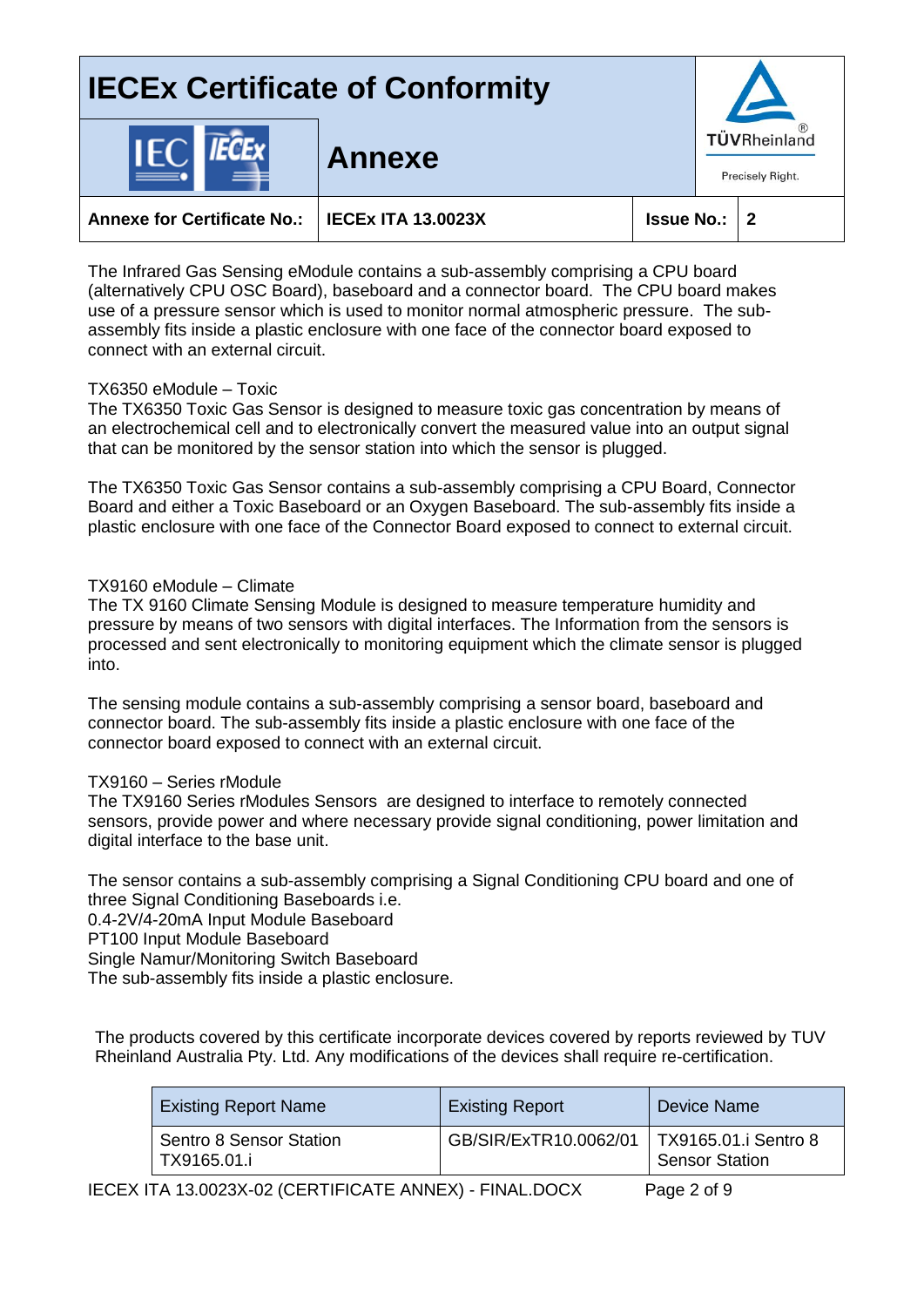| Annexe for Certificate No.: | IECEx ITA 13.0023X | Issue No.: | 2 |
|---|---|---|---|

The Infrared Gas Sensing eModule contains a sub-assembly comprising a CPU board (alternatively CPU OSC Board), baseboard and a connector board. The CPU board makes use of a pressure sensor which is used to monitor normal atmospheric pressure. The sub-assembly fits inside a plastic enclosure with one face of the connector board exposed to connect with an external circuit.

TX6350 eModule – Toxic

The TX6350 Toxic Gas Sensor is designed to measure toxic gas concentration by means of an electrochemical cell and to electronically convert the measured value into an output signal that can be monitored by the sensor station into which the sensor is plugged.

The TX6350 Toxic Gas Sensor contains a sub-assembly comprising a CPU Board, Connector Board and either a Toxic Baseboard or an Oxygen Baseboard. The sub-assembly fits inside a plastic enclosure with one face of the Connector Board exposed to connect to external circuit.

TX9160 eModule – Climate

The TX 9160 Climate Sensing Module is designed to measure temperature humidity and pressure by means of two sensors with digital interfaces. The Information from the sensors is processed and sent electronically to monitoring equipment which the climate sensor is plugged into.

The sensing module contains a sub-assembly comprising a sensor board, baseboard and connector board. The sub-assembly fits inside a plastic enclosure with one face of the connector board exposed to connect with an external circuit.

TX9160 – Series rModule

The TX9160 Series rModules Sensors are designed to interface to remotely connected sensors, provide power and where necessary provide signal conditioning, power limitation and digital interface to the base unit.

The sensor contains a sub-assembly comprising a Signal Conditioning CPU board and one of three Signal Conditioning Baseboards i.e.
0.4-2V/4-20mA Input Module Baseboard
PT100 Input Module Baseboard
Single Namur/Monitoring Switch Baseboard
The sub-assembly fits inside a plastic enclosure.

The products covered by this certificate incorporate devices covered by reports reviewed by TUV Rheinland Australia Pty. Ltd. Any modifications of the devices shall require re-certification.

| Existing Report Name | Existing Report | Device Name |
|---|---|---|
| Sentro 8 Sensor Station TX9165.01.i | GB/SIR/ExTR10.0062/01 | TX9165.01.i Sentro 8 Sensor Station |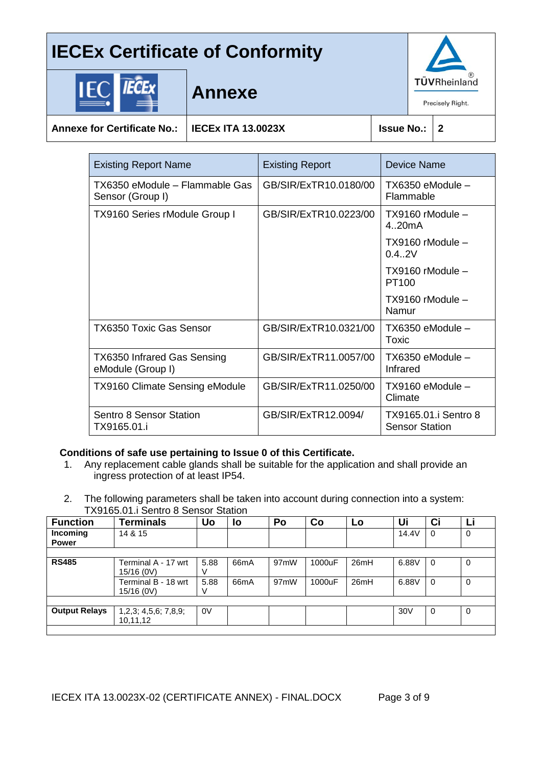| Existing Report Name | Existing Report | Device Name |
|---|---|---|
| TX6350 eModule – Flammable Gas Sensor (Group I) | GB/SIR/ExTR10.0180/00 | TX6350 eModule – Flammable |
| TX9160 Series rModule Group I | GB/SIR/ExTR10.0223/00 | TX9160 rModule – 4..20mA |
| | | TX9160 rModule – 0.4..2V |
| | | TX9160 rModule – PT100 |
| | | TX9160 rModule – Namur |
| TX6350 Toxic Gas Sensor | GB/SIR/ExTR10.0321/00 | TX6350 eModule – Toxic |
| TX6350 Infrared Gas Sensing eModule (Group I) | GB/SIR/ExTR11.0057/00 | TX6350 eModule – Infrared |
| TX9160 Climate Sensing eModule | GB/SIR/ExTR11.0250/00 | TX9160 eModule – Climate |
| Sentro 8 Sensor Station TX9165.01.i | GB/SIR/ExTR12.0094/ | TX9165.01.i Sentro 8 Sensor Station |

**Conditions of safe use pertaining to Issue 0 of this Certificate.**

1. Any replacement cable glands shall be suitable for the application and shall provide an ingress protection of at least IP54.

2. The following parameters shall be taken into account during connection into a system: TX9165.01.i Sentro 8 Sensor Station

| Function | Terminals | Uo | Io | Po | Co | Lo | Ui | Ci | Li |
|---|---|---|---|---|---|---|---|---|---|
| **Incoming Power** | 14 & 15 | | | | | | 14.4V | 0 | 0 |
| | | | | | | | | | |
| **RS485** | Terminal A - 17 wrt 15/16 (0V) | 5.88 V | 66mA | 97mW | 1000uF | 26mH | 6.88V | 0 | 0 |
| | Terminal B - 18 wrt 15/16 (0V) | 5.88 V | 66mA | 97mW | 1000uF | 26mH | 6.88V | 0 | 0 |
| | | | | | | | | | |
| **Output Relays** | 1,2,3; 4,5,6; 7,8,9; 10,11,12 | 0V | | | | | 30V | 0 | 0 |
| | | | | | | | | | |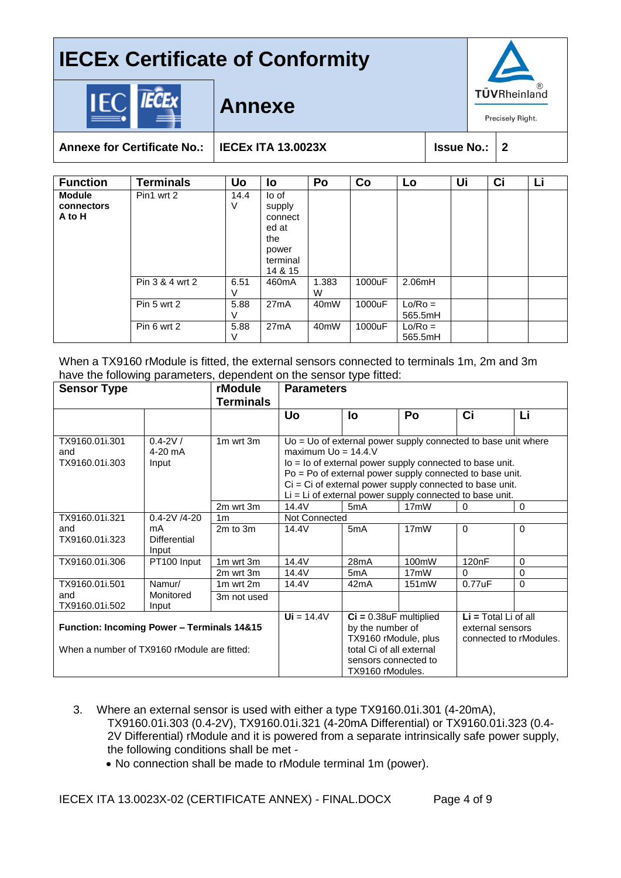# IECEx Certificate of Conformity

## Annexe

| Annexe for Certificate No.: | IECEx ITA 13.0023X | Issue No.: | 2 |
|---|---|---|---|

| Function | Terminals | Uo | Io | Po | Co | Lo | Ui | Ci | Li |
|---|---|---|---|---|---|---|---|---|---|
| **Module connectors A to H** | Pin1 wrt 2 | 14.4 V | Io of supply connected at the power terminal 14 & 15 | | | | | | |
| | Pin 3 & 4 wrt 2 | 6.51 V | 460mA | 1.383 W | 1000uF | 2.06mH | | | |
| | Pin 5 wrt 2 | 5.88 V | 27mA | 40mW | 1000uF | Lo/Ro = 565.5mH | | | |
| | Pin 6 wrt 2 | 5.88 V | 27mA | 40mW | 1000uF | Lo/Ro = 565.5mH | | | |

When a TX9160 rModule is fitted, the external sensors connected to terminals 1m, 2m and 3m have the following parameters, dependent on the sensor type fitted:

| Sensor Type | | rModule Terminals | Parameters | | | | |
|---|---|---|---|---|---|---|---|
| | | | **Uo** | **Io** | **Po** | **Ci** | **Li** |
| TX9160.01i.301 and TX9160.01i.303 | 0.4-2V / 4-20 mA Input | 1m wrt 3m | Uo = Uo of external power supply connected to base unit where maximum Uo = 14.4.V<br>Io = Io of external power supply connected to base unit.<br>Po = Po of external power supply connected to base unit.<br>Ci = Ci of external power supply connected to base unit.<br>Li = Li of external power supply connected to base unit. | | | | |
| | | 2m wrt 3m | 14.4V | 5mA | 17mW | 0 | 0 |
| TX9160.01i.321 and TX9160.01i.323 | 0.4-2V /4-20 mA Differential Input | 1m | Not Connected | | | | |
| | | 2m to 3m | 14.4V | 5mA | 17mW | 0 | 0 |
| TX9160.01i.306 | PT100 Input | 1m wrt 3m | 14.4V | 28mA | 100mW | 120nF | 0 |
| | | 2m wrt 3m | 14.4V | 5mA | 17mW | 0 | 0 |
| TX9160.01i.501 and TX9160.01i.502 | Namur/ Monitored Input | 1m wrt 2m | 14.4V | 42mA | 151mW | 0.77uF | 0 |
| | | 3m not used | | | | | |
| **Function: Incoming Power – Terminals 14&15**<br>When a number of TX9160 rModule are fitted: | | | **Ui** = 14.4V | **Ci =** 0.38uF multiplied by the number of TX9160 rModule, plus total Ci of all external sensors connected to TX9160 rModules. | | **Li =** Total Li of all external sensors connected to rModules. | |

3. Where an external sensor is used with either a type TX9160.01i.301 (4-20mA), TX9160.01i.303 (0.4-2V), TX9160.01i.321 (4-20mA Differential) or TX9160.01i.323 (0.4-2V Differential) rModule and it is powered from a separate intrinsically safe power supply, the following conditions shall be met -
   - No connection shall be made to rModule terminal 1m (power).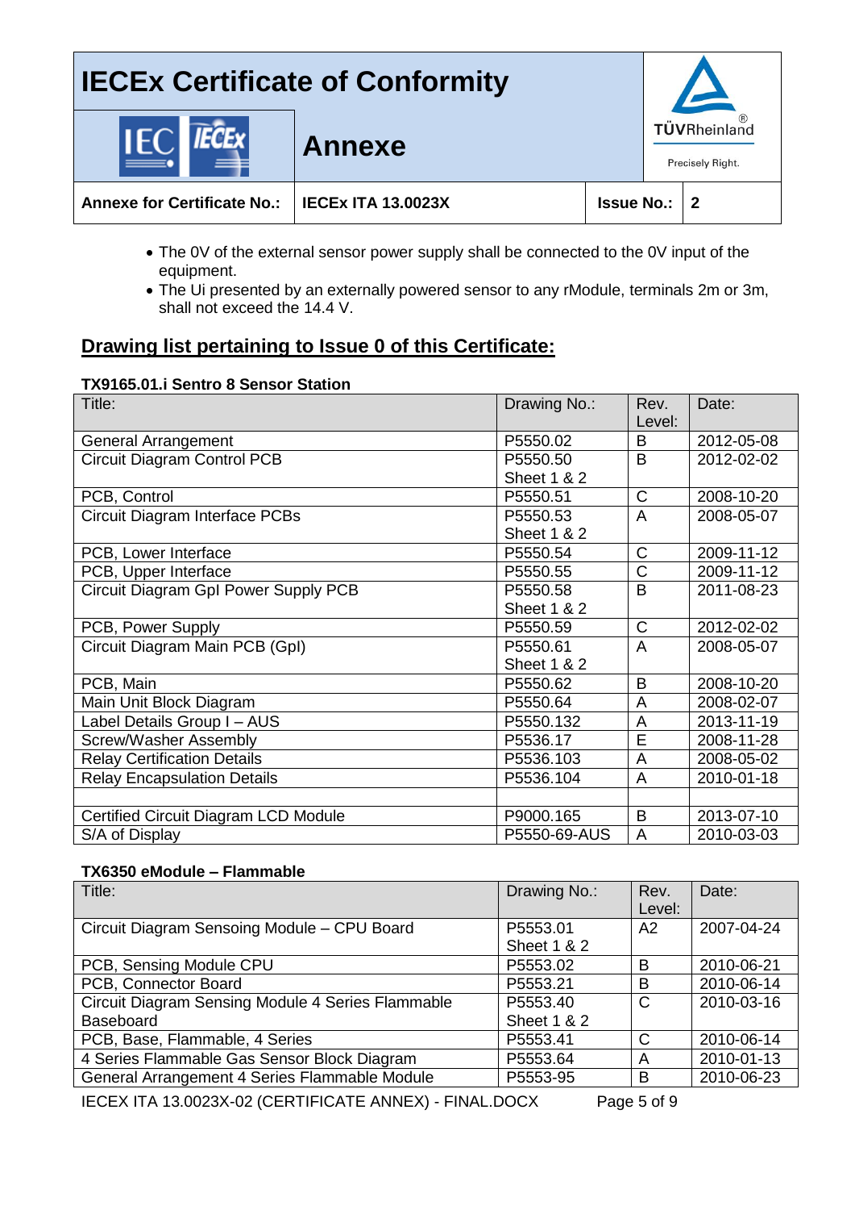- The 0V of the external sensor power supply shall be connected to the 0V input of the equipment.
- The Ui presented by an externally powered sensor to any rModule, terminals 2m or 3m, shall not exceed the 14.4 V.

## Drawing list pertaining to Issue 0 of this Certificate:

**TX9165.01.i Sentro 8 Sensor Station**

| Title: | Drawing No.: | Rev. Level: | Date: |
|---|---|---|---|
| General Arrangement | P5550.02 | B | 2012-05-08 |
| Circuit Diagram Control PCB | P5550.50 Sheet 1 & 2 | B | 2012-02-02 |
| PCB, Control | P5550.51 | C | 2008-10-20 |
| Circuit Diagram Interface PCBs | P5550.53 Sheet 1 & 2 | A | 2008-05-07 |
| PCB, Lower Interface | P5550.54 | C | 2009-11-12 |
| PCB, Upper Interface | P5550.55 | C | 2009-11-12 |
| Circuit Diagram GpI Power Supply PCB | P5550.58 Sheet 1 & 2 | B | 2011-08-23 |
| PCB, Power Supply | P5550.59 | C | 2012-02-02 |
| Circuit Diagram Main PCB (GpI) | P5550.61 Sheet 1 & 2 | A | 2008-05-07 |
| PCB, Main | P5550.62 | B | 2008-10-20 |
| Main Unit Block Diagram | P5550.64 | A | 2008-02-07 |
| Label Details Group I – AUS | P5550.132 | A | 2013-11-19 |
| Screw/Washer Assembly | P5536.17 | E | 2008-11-28 |
| Relay Certification Details | P5536.103 | A | 2008-05-02 |
| Relay Encapsulation Details | P5536.104 | A | 2010-01-18 |
| | | | |
| Certified Circuit Diagram LCD Module | P9000.165 | B | 2013-07-10 |
| S/A of Display | P5550-69-AUS | A | 2010-03-03 |

**TX6350 eModule – Flammable**

| Title: | Drawing No.: | Rev. Level: | Date: |
|---|---|---|---|
| Circuit Diagram Sensing Module – CPU Board | P5553.01 Sheet 1 & 2 | A2 | 2007-04-24 |
| PCB, Sensing Module CPU | P5553.02 | B | 2010-06-21 |
| PCB, Connector Board | P5553.21 | B | 2010-06-14 |
| Circuit Diagram Sensing Module 4 Series Flammable Baseboard | P5553.40 Sheet 1 & 2 | C | 2010-03-16 |
| PCB, Base, Flammable, 4 Series | P5553.41 | C | 2010-06-14 |
| 4 Series Flammable Gas Sensor Block Diagram | P5553.64 | A | 2010-01-13 |
| General Arrangement 4 Series Flammable Module | P5553-95 | B | 2010-06-23 |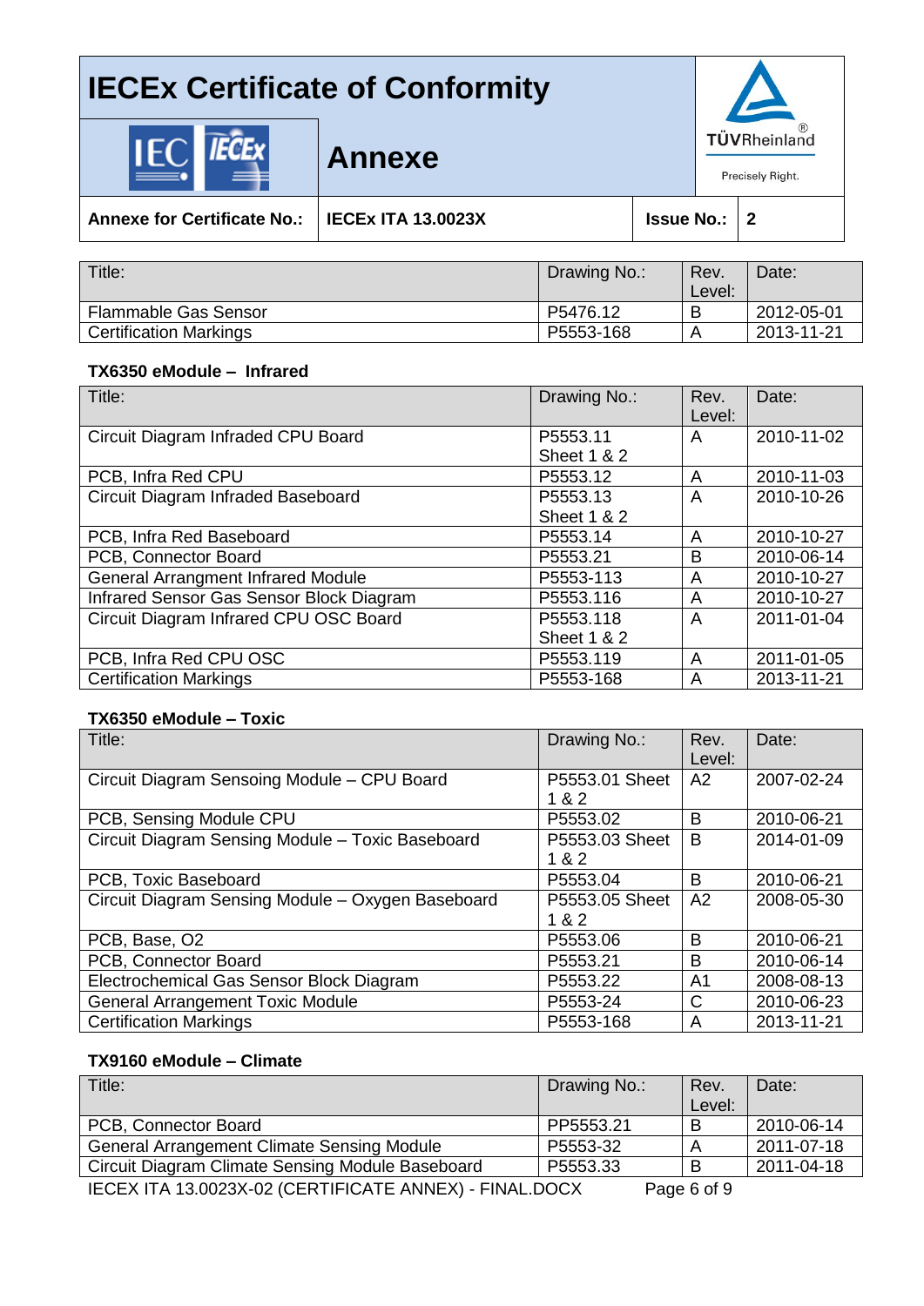# IECEx Certificate of Conformity

## Annexe

| Annexe for Certificate No.: | IECEx ITA 13.0023X | Issue No.: | 2 |
|---|---|---|---|

| Title: | Drawing No.: | Rev. Level: | Date: |
|---|---|---|---|
| Flammable Gas Sensor | P5476.12 | B | 2012-05-01 |
| Certification Markings | P5553-168 | A | 2013-11-21 |

**TX6350 eModule – Infrared**

| Title: | Drawing No.: | Rev. Level: | Date: |
|---|---|---|---|
| Circuit Diagram Infraded CPU Board | P5553.11 Sheet 1 & 2 | A | 2010-11-02 |
| PCB, Infra Red CPU | P5553.12 | A | 2010-11-03 |
| Circuit Diagram Infraded Baseboard | P5553.13 Sheet 1 & 2 | A | 2010-10-26 |
| PCB, Infra Red Baseboard | P5553.14 | A | 2010-10-27 |
| PCB, Connector Board | P5553.21 | B | 2010-06-14 |
| General Arrangment Infrared Module | P5553-113 | A | 2010-10-27 |
| Infrared Sensor Gas Sensor Block Diagram | P5553.116 | A | 2010-10-27 |
| Circuit Diagram Infrared CPU OSC Board | P5553.118 Sheet 1 & 2 | A | 2011-01-04 |
| PCB, Infra Red CPU OSC | P5553.119 | A | 2011-01-05 |
| Certification Markings | P5553-168 | A | 2013-11-21 |

**TX6350 eModule – Toxic**

| Title: | Drawing No.: | Rev. Level: | Date: |
|---|---|---|---|
| Circuit Diagram Sensing Module – CPU Board | P5553.01 Sheet 1 & 2 | A2 | 2007-02-24 |
| PCB, Sensing Module CPU | P5553.02 | B | 2010-06-21 |
| Circuit Diagram Sensing Module – Toxic Baseboard | P5553.03 Sheet 1 & 2 | B | 2014-01-09 |
| PCB, Toxic Baseboard | P5553.04 | B | 2010-06-21 |
| Circuit Diagram Sensing Module – Oxygen Baseboard | P5553.05 Sheet 1 & 2 | A2 | 2008-05-30 |
| PCB, Base, O2 | P5553.06 | B | 2010-06-21 |
| PCB, Connector Board | P5553.21 | B | 2010-06-14 |
| Electrochemical Gas Sensor Block Diagram | P5553.22 | A1 | 2008-08-13 |
| General Arrangement Toxic Module | P5553-24 | C | 2010-06-23 |
| Certification Markings | P5553-168 | A | 2013-11-21 |

**TX9160 eModule – Climate**

| Title: | Drawing No.: | Rev. Level: | Date: |
|---|---|---|---|
| PCB, Connector Board | PP5553.21 | B | 2010-06-14 |
| General Arrangement Climate Sensing Module | P5553-32 | A | 2011-07-18 |
| Circuit Diagram Climate Sensing Module Baseboard | P5553.33 | B | 2011-04-18 |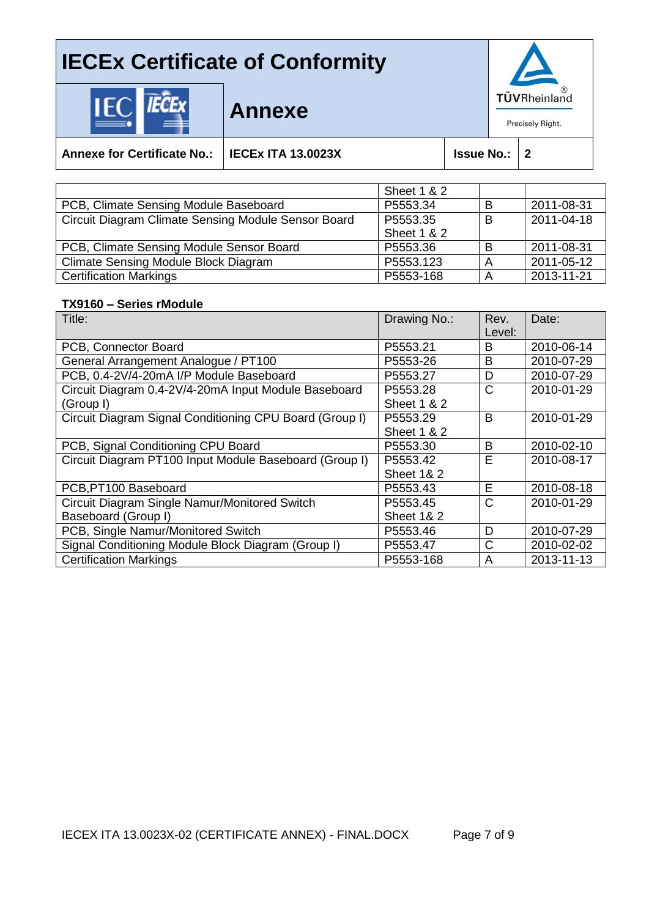| | Sheet 1 & 2 | | |
|---|---|---|---|
| PCB, Climate Sensing Module Baseboard | P5553.34 | B | 2011-08-31 |
| Circuit Diagram Climate Sensing Module Sensor Board | P5553.35 Sheet 1 & 2 | B | 2011-04-18 |
| PCB, Climate Sensing Module Sensor Board | P5553.36 | B | 2011-08-31 |
| Climate Sensing Module Block Diagram | P5553.123 | A | 2011-05-12 |
| Certification Markings | P5553-168 | A | 2013-11-21 |

**TX9160 – Series rModule**

| Title: | Drawing No.: | Rev. Level: | Date: |
|---|---|---|---|
| PCB, Connector Board | P5553.21 | B | 2010-06-14 |
| General Arrangement Analogue / PT100 | P5553-26 | B | 2010-07-29 |
| PCB, 0.4-2V/4-20mA I/P Module Baseboard | P5553.27 | D | 2010-07-29 |
| Circuit Diagram 0.4-2V/4-20mA Input Module Baseboard (Group I) | P5553.28 Sheet 1 & 2 | C | 2010-01-29 |
| Circuit Diagram Signal Conditioning CPU Board (Group I) | P5553.29 Sheet 1 & 2 | B | 2010-01-29 |
| PCB, Signal Conditioning CPU Board | P5553.30 | B | 2010-02-10 |
| Circuit Diagram PT100 Input Module Baseboard (Group I) | P5553.42 Sheet 1& 2 | E | 2010-08-17 |
| PCB,PT100 Baseboard | P5553.43 | E | 2010-08-18 |
| Circuit Diagram Single Namur/Monitored Switch Baseboard (Group I) | P5553.45 Sheet 1& 2 | C | 2010-01-29 |
| PCB, Single Namur/Monitored Switch | P5553.46 | D | 2010-07-29 |
| Signal Conditioning Module Block Diagram (Group I) | P5553.47 | C | 2010-02-02 |
| Certification Markings | P5553-168 | A | 2013-11-13 |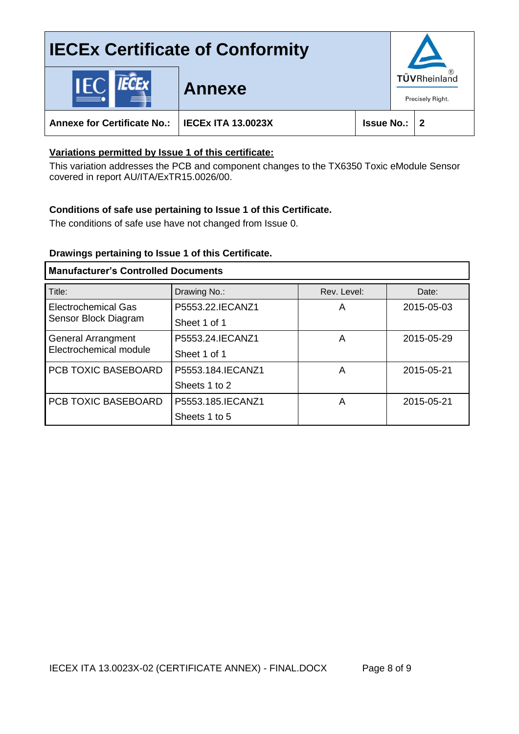| Annexe for Certificate No.: | IECEx ITA 13.0023X | Issue No.: | 2 |
|---|---|---|---|

**Variations permitted by Issue 1 of this certificate:**

This variation addresses the PCB and component changes to the TX6350 Toxic eModule Sensor covered in report AU/ITA/ExTR15.0026/00.

**Conditions of safe use pertaining to Issue 1 of this Certificate.**

The conditions of safe use have not changed from Issue 0.

**Drawings pertaining to Issue 1 of this Certificate.**

**Manufacturer's Controlled Documents**

| Title: | Drawing No.: | Rev. Level: | Date: |
|---|---|---|---|
| Electrochemical Gas Sensor Block Diagram | P5553.22.IECANZ1 Sheet 1 of 1 | A | 2015-05-03 |
| General Arrangment Electrochemical module | P5553.24.IECANZ1 Sheet 1 of 1 | A | 2015-05-29 |
| PCB TOXIC BASEBOARD | P5553.184.IECANZ1 Sheets 1 to 2 | A | 2015-05-21 |
| PCB TOXIC BASEBOARD | P5553.185.IECANZ1 Sheets 1 to 5 | A | 2015-05-21 |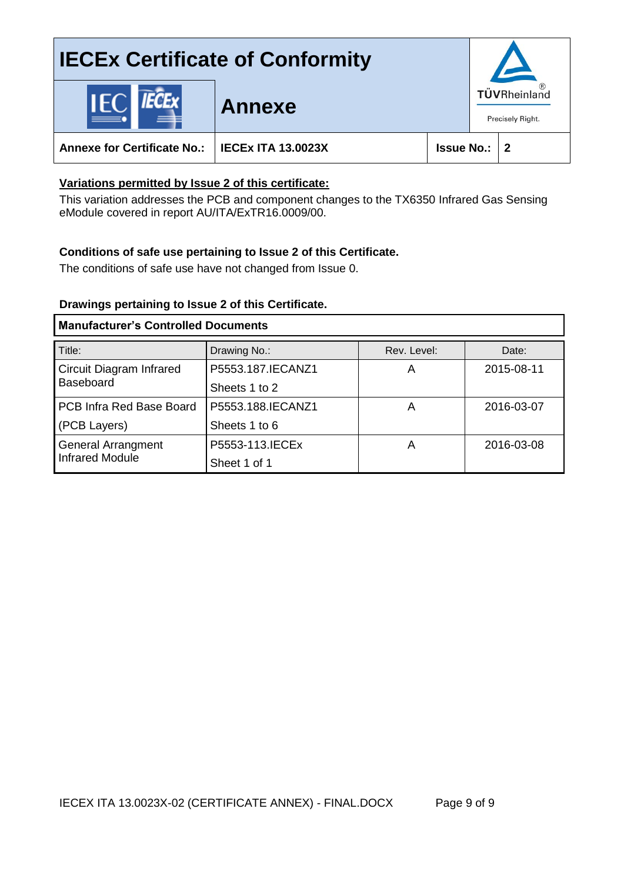# IECEx Certificate of Conformity

## Annexe

| Annexe for Certificate No.: | IECEx ITA 13.0023X | Issue No.: | 2 |
|---|---|---|---|

**Variations permitted by Issue 2 of this certificate:**

This variation addresses the PCB and component changes to the TX6350 Infrared Gas Sensing eModule covered in report AU/ITA/ExTR16.0009/00.

**Conditions of safe use pertaining to Issue 2 of this Certificate.**

The conditions of safe use have not changed from Issue 0.

**Drawings pertaining to Issue 2 of this Certificate.**

**Manufacturer's Controlled Documents**

| Title: | Drawing No.: | Rev. Level: | Date: |
|---|---|---|---|
| Circuit Diagram Infrared Baseboard | P5553.187.IECANZ1 Sheets 1 to 2 | A | 2015-08-11 |
| PCB Infra Red Base Board (PCB Layers) | P5553.188.IECANZ1 Sheets 1 to 6 | A | 2016-03-07 |
| General Arrangment Infrared Module | P5553-113.IECEx Sheet 1 of 1 | A | 2016-03-08 |